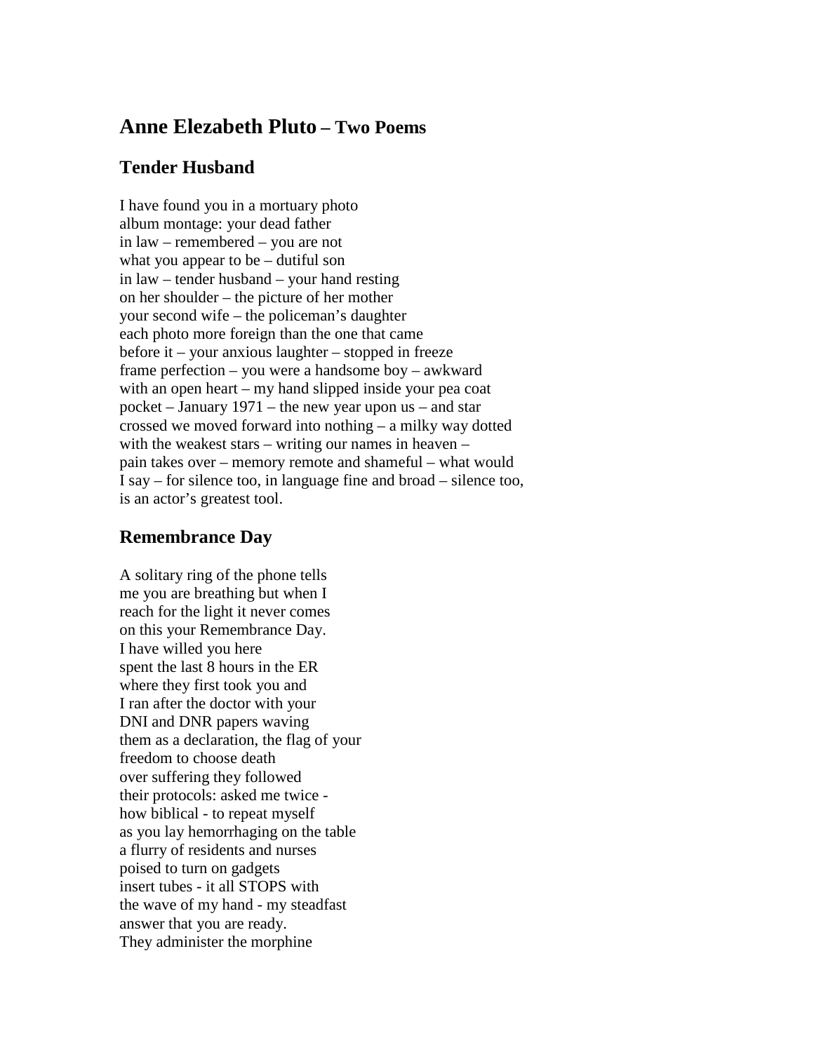# Anne Elezabeth Pluto – Two Poems

## Tender Husband

I have found you in a mortuary photo
album montage: your dead father
in law – remembered – you are not
what you appear to be – dutiful son
in law – tender husband – your hand resting
on her shoulder – the picture of her mother
your second wife – the policeman's daughter
each photo more foreign than the one that came
before it – your anxious laughter – stopped in freeze
frame perfection – you were a handsome boy – awkward
with an open heart – my hand slipped inside your pea coat
pocket – January 1971 – the new year upon us – and star
crossed we moved forward into nothing – a milky way dotted
with the weakest stars – writing our names in heaven –
pain takes over – memory remote and shameful – what would
I say – for silence too, in language fine and broad – silence too,
is an actor's greatest tool.

## Remembrance Day

A solitary ring of the phone tells
me you are breathing but when I
reach for the light it never comes
on this your Remembrance Day.
I have willed you here
spent the last 8 hours in the ER
where they first took you and
I ran after the doctor with your
DNI and DNR papers waving
them as a declaration, the flag of your
freedom to choose death
over suffering they followed
their protocols: asked me twice -
how biblical - to repeat myself
as you lay hemorrhaging on the table
a flurry of residents and nurses
poised to turn on gadgets
insert tubes - it all STOPS with
the wave of my hand - my steadfast
answer that you are ready.
They administer the morphine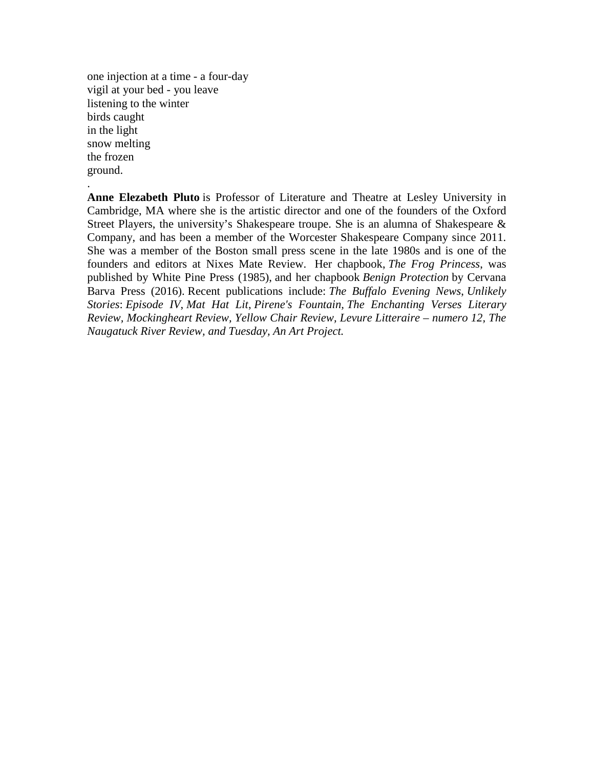one injection at a time - a four-day  
vigil at your bed - you leave  
listening to the winter  
birds caught  
in the light  
snow melting  
the frozen  
ground.

.

**Anne Elezabeth Pluto** is Professor of Literature and Theatre at Lesley University in Cambridge, MA where she is the artistic director and one of the founders of the Oxford Street Players, the university's Shakespeare troupe. She is an alumna of Shakespeare & Company, and has been a member of the Worcester Shakespeare Company since 2011. She was a member of the Boston small press scene in the late 1980s and is one of the founders and editors at Nixes Mate Review. Her chapbook, *The Frog Princess,* was published by White Pine Press (1985), and her chapbook *Benign Protection* by Cervana Barva Press (2016). Recent publications include: *The Buffalo Evening News*, *Unlikely Stories*: *Episode IV*, *Mat Hat Lit*, *Pirene's Fountain*, *The Enchanting Verses Literary Review, Mockingheart Review, Yellow Chair Review, Levure Litteraire – numero 12, The Naugatuck River Review, and Tuesday, An Art Project.*